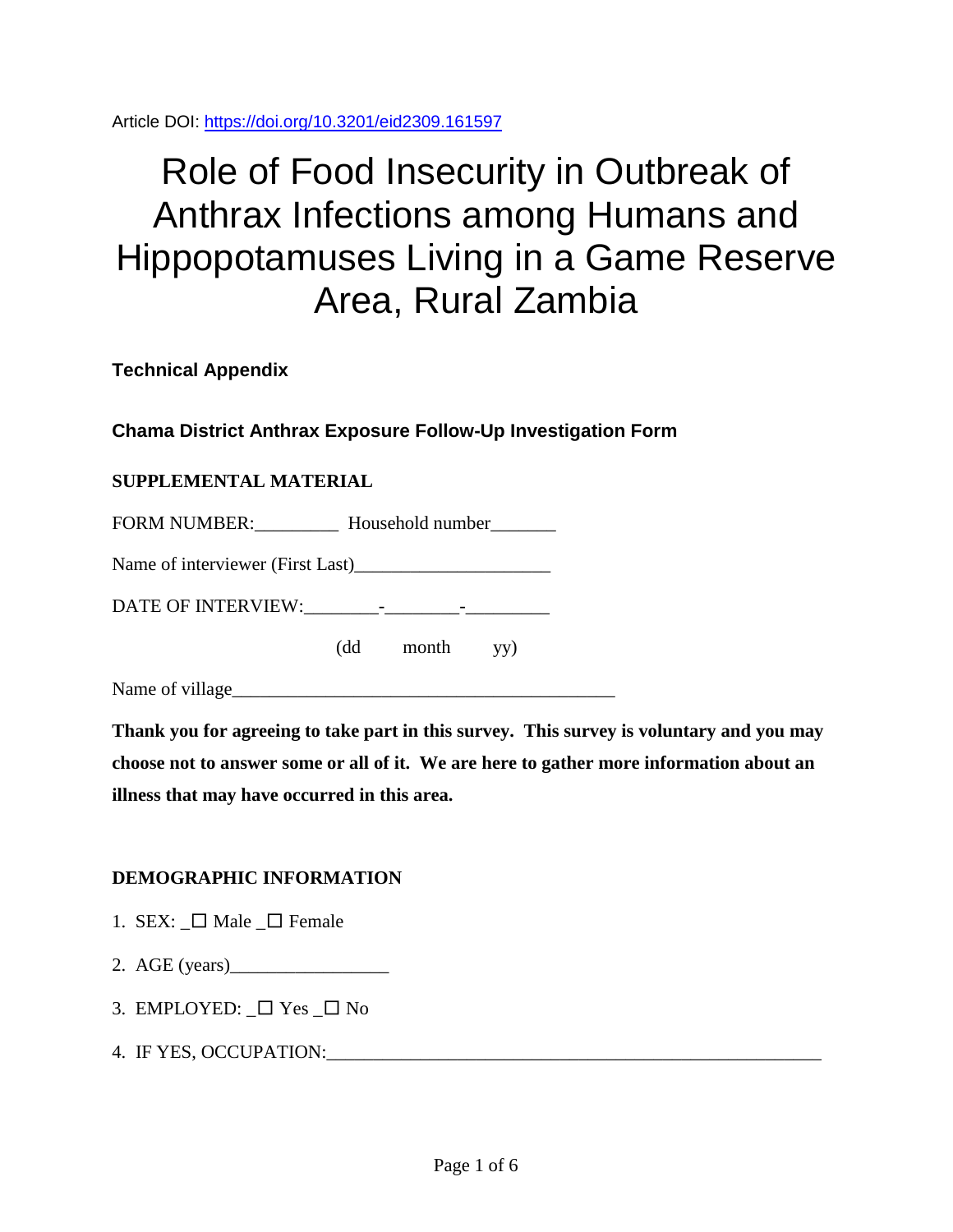Article DOI: https://doi.org/10.3201/eid2309.161597

# Role of Food Insecurity in Outbreak of Anthrax Infections among Humans and Hippopotamuses Living in a Game Reserve Area, Rural Zambia

**Technical Appendix**

## Chama District Anthrax Exposure Follow-Up Investigation Form

**SUPPLEMENTAL MATERIAL**

FORM NUMBER:_________ Household number_______

Name of interviewer (First Last)_____________________

DATE OF INTERVIEW:________-________-_________

(dd month yy)

Name of village_________________________________________

**Thank you for agreeing to take part in this survey. This survey is voluntary and you may choose not to answer some or all of it. We are here to gather more information about an illness that may have occurred in this area.**

**DEMOGRAPHIC INFORMATION**

1. SEX: _☐ Male _☐ Female
2. AGE (years)_________________
3. EMPLOYED: _☐ Yes _☐ No
4. IF YES, OCCUPATION:_______________________________________________________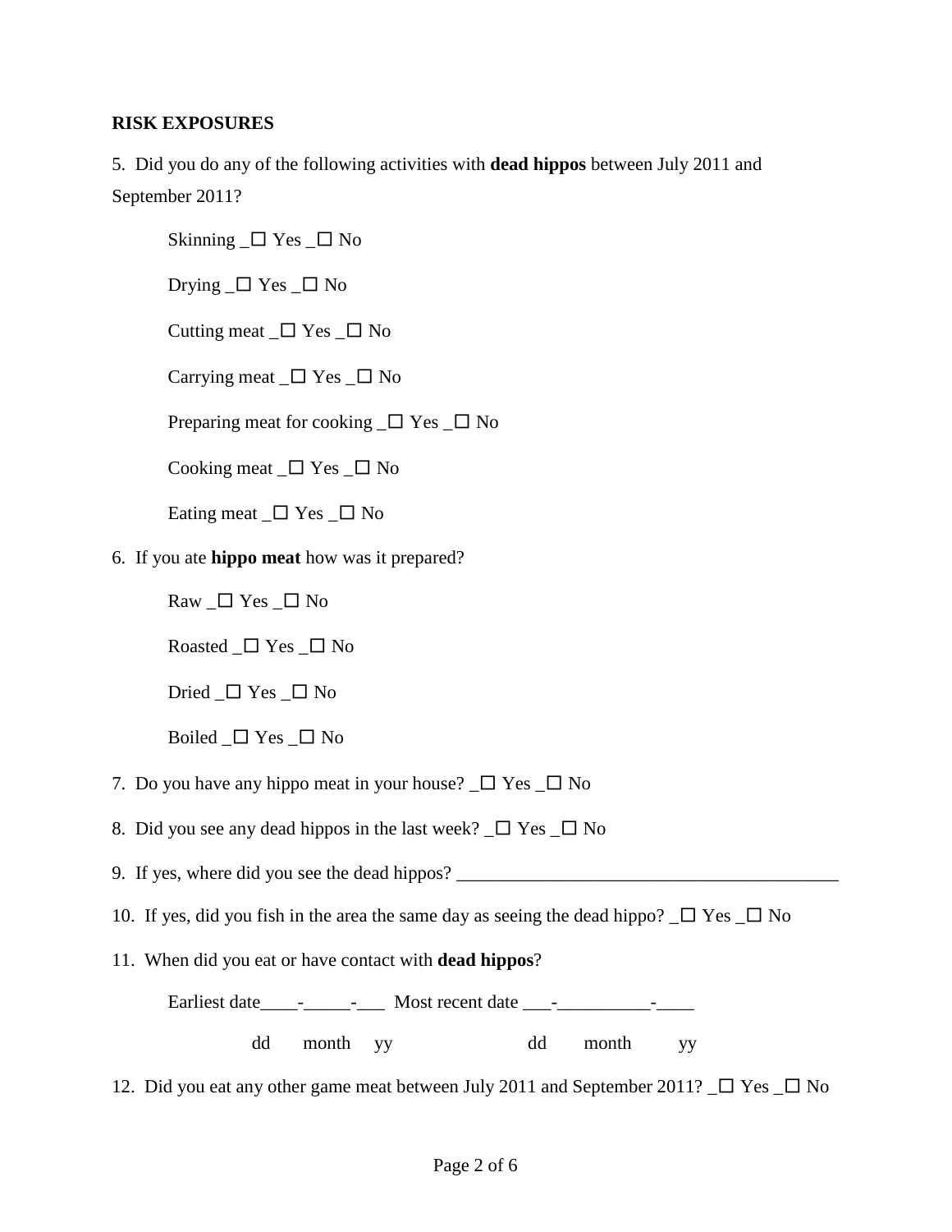**RISK EXPOSURES**

5. Did you do any of the following activities with **dead hippos** between July 2011 and September 2011?

Skinning _☐ Yes _☐ No

Drying _☐ Yes _☐ No

Cutting meat _☐ Yes _☐ No

Carrying meat _☐ Yes _☐ No

Preparing meat for cooking _☐ Yes _☐ No

Cooking meat _☐ Yes _☐ No

Eating meat _☐ Yes _☐ No

6. If you ate **hippo meat** how was it prepared?

Raw _☐ Yes _☐ No

Roasted _☐ Yes _☐ No

Dried _☐ Yes _☐ No

Boiled _☐ Yes _☐ No

7. Do you have any hippo meat in your house? _☐ Yes _☐ No

8. Did you see any dead hippos in the last week? _☐ Yes _☐ No

9. If yes, where did you see the dead hippos? __________________________________________

10. If yes, did you fish in the area the same day as seeing the dead hippo? _☐ Yes _☐ No

11. When did you eat or have contact with **dead hippos**?

Earliest date____-_____-___ Most recent date ___-__________-____

dd month yy dd month yy

12. Did you eat any other game meat between July 2011 and September 2011? _☐ Yes _☐ No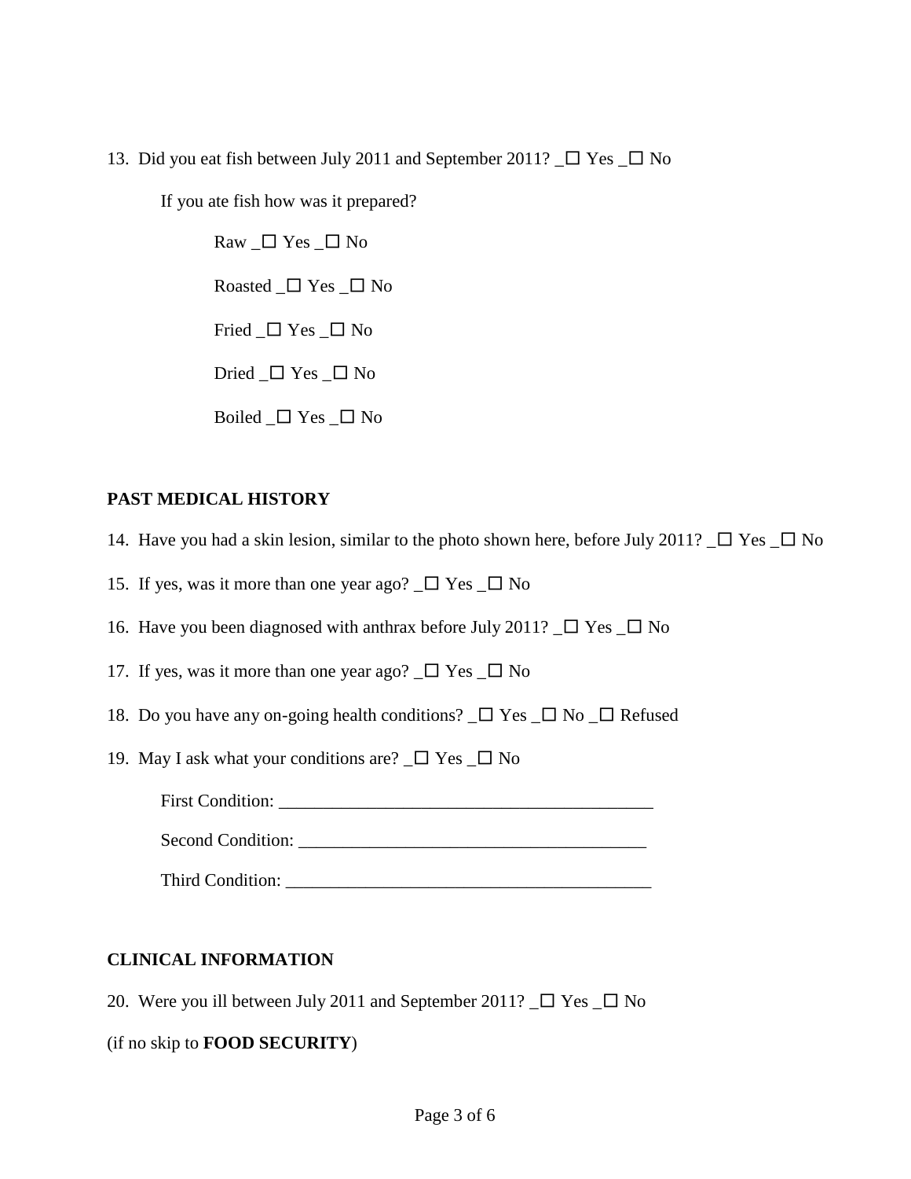13. Did you eat fish between July 2011 and September 2011? _☐ Yes _☐ No

    If you ate fish how was it prepared?

    Raw _☐ Yes _☐ No

    Roasted _☐ Yes _☐ No

    Fried _☐ Yes _☐ No

    Dried _☐ Yes _☐ No

    Boiled _☐ Yes _☐ No

## PAST MEDICAL HISTORY

14. Have you had a skin lesion, similar to the photo shown here, before July 2011? _☐ Yes _☐ No

15. If yes, was it more than one year ago? _☐ Yes _☐ No

16. Have you been diagnosed with anthrax before July 2011? _☐ Yes _☐ No

17. If yes, was it more than one year ago? _☐ Yes _☐ No

18. Do you have any on-going health conditions? _☐ Yes _☐ No _☐ Refused

19. May I ask what your conditions are? _☐ Yes _☐ No

    First Condition: ___________________________________________

    Second Condition: _______________________________________

    Third Condition: __________________________________________

## CLINICAL INFORMATION

20. Were you ill between July 2011 and September 2011? _☐ Yes _☐ No

(if no skip to **FOOD SECURITY**)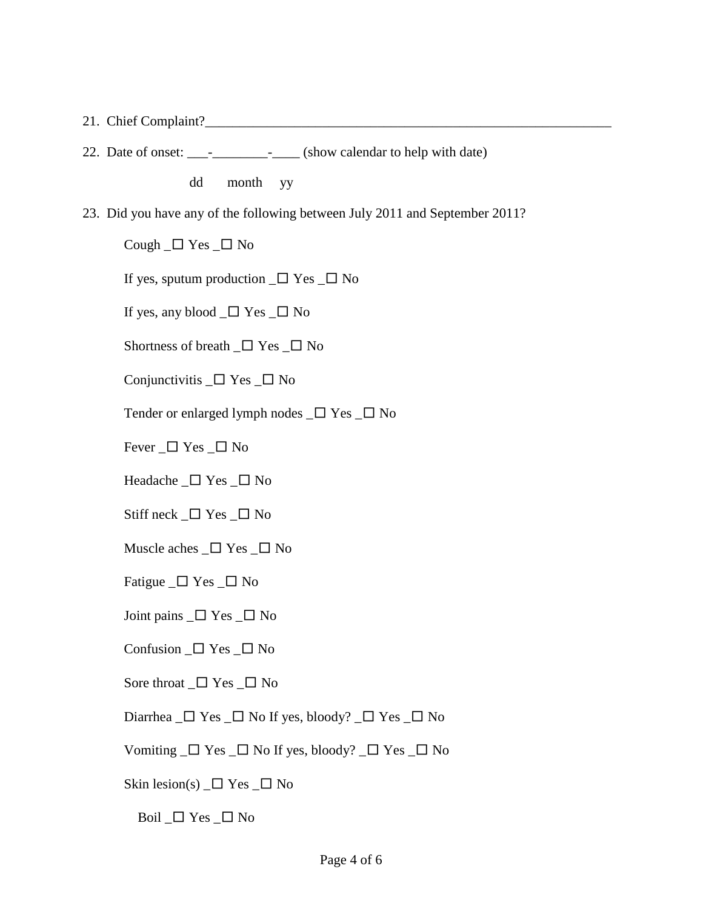21. Chief Complaint?______________________________________________________________

22. Date of onset: ___-________-____ (show calendar to help with date)

    dd    month    yy

23. Did you have any of the following between July 2011 and September 2011?

    Cough _☐ Yes _☐ No

    If yes, sputum production _☐ Yes _☐ No

    If yes, any blood _☐ Yes _☐ No

    Shortness of breath _☐ Yes _☐ No

    Conjunctivitis _☐ Yes _☐ No

    Tender or enlarged lymph nodes _☐ Yes _☐ No

    Fever _☐ Yes _☐ No

    Headache _☐ Yes _☐ No

    Stiff neck _☐ Yes _☐ No

    Muscle aches _☐ Yes _☐ No

    Fatigue _☐ Yes _☐ No

    Joint pains _☐ Yes _☐ No

    Confusion _☐ Yes _☐ No

    Sore throat _☐ Yes _☐ No

    Diarrhea _☐ Yes _☐ No If yes, bloody? _☐ Yes _☐ No

    Vomiting _☐ Yes _☐ No If yes, bloody? _☐ Yes _☐ No

    Skin lesion(s) _☐ Yes _☐ No

      Boil _☐ Yes _☐ No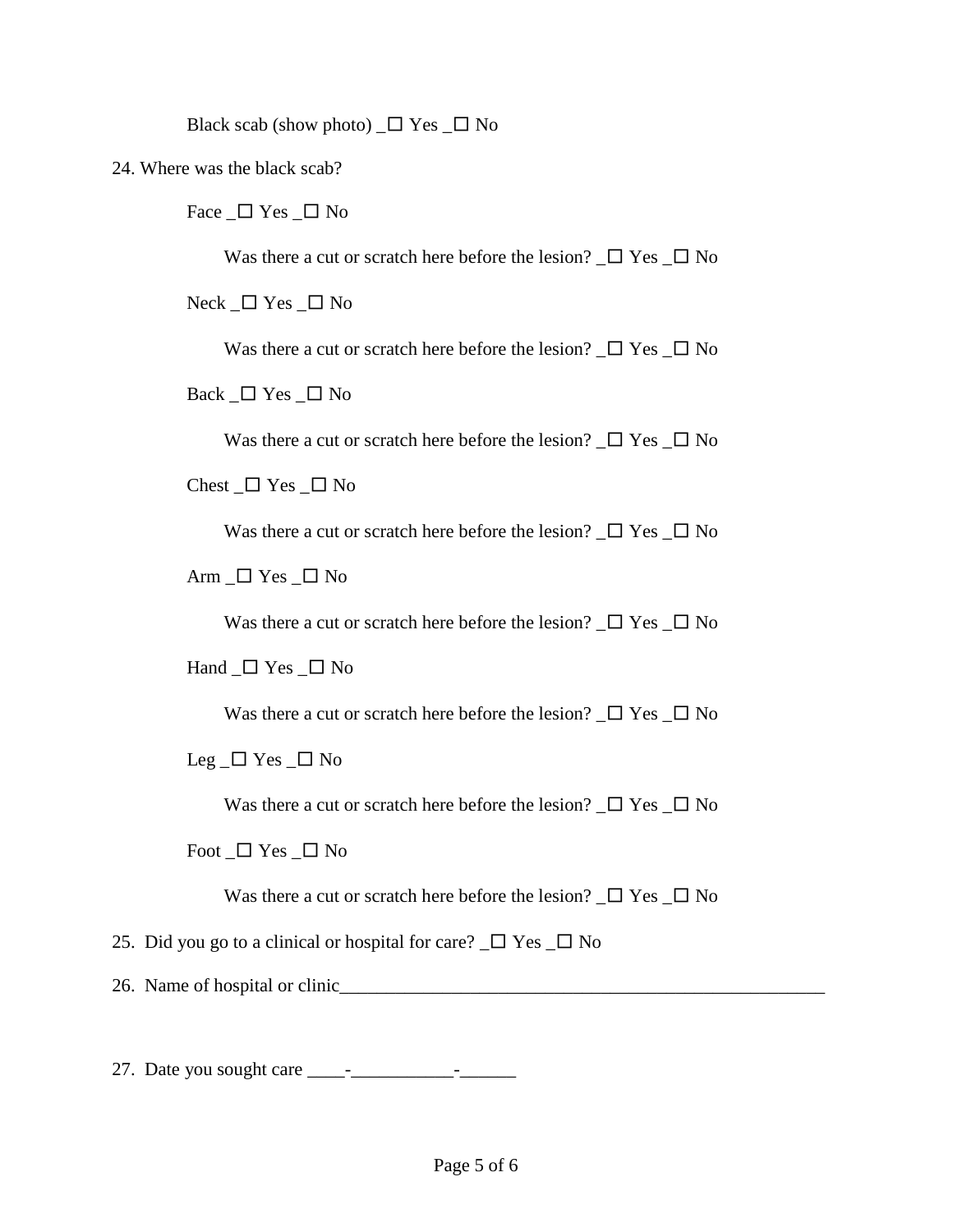Black scab (show photo) _☐ Yes _☐ No

24. Where was the black scab?

Face _☐ Yes _☐ No

Was there a cut or scratch here before the lesion? _☐ Yes _☐ No

Neck _☐ Yes _☐ No

Was there a cut or scratch here before the lesion? _☐ Yes _☐ No

Back _☐ Yes _☐ No

Was there a cut or scratch here before the lesion? _☐ Yes _☐ No

Chest _☐ Yes _☐ No

Was there a cut or scratch here before the lesion? _☐ Yes _☐ No

Arm _☐ Yes _☐ No

Was there a cut or scratch here before the lesion? _☐ Yes _☐ No

Hand _☐ Yes _☐ No

Was there a cut or scratch here before the lesion? _☐ Yes _☐ No

Leg _☐ Yes _☐ No

Was there a cut or scratch here before the lesion? _☐ Yes _☐ No

Foot _☐ Yes _☐ No

Was there a cut or scratch here before the lesion? _☐ Yes _☐ No

25. Did you go to a clinical or hospital for care? _☐ Yes _☐ No

26. Name of hospital or clinic_____________________________________________________

27. Date you sought care ____-___________-______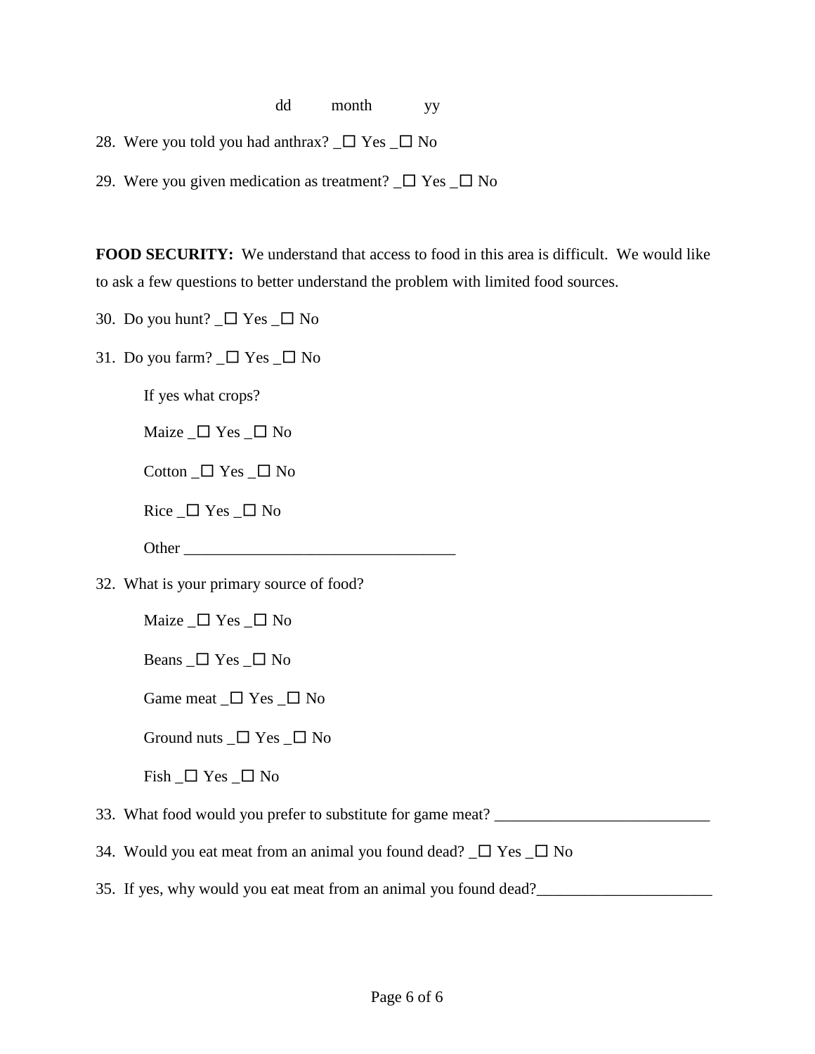dd month yy

28. Were you told you had anthrax? _☐ Yes _☐ No

29. Were you given medication as treatment? _☐ Yes _☐ No

**FOOD SECURITY:** We understand that access to food in this area is difficult. We would like to ask a few questions to better understand the problem with limited food sources.

30. Do you hunt? _☐ Yes _☐ No

31. Do you farm? _☐ Yes _☐ No

    If yes what crops?

    Maize _☐ Yes _☐ No

    Cotton _☐ Yes _☐ No

    Rice _☐ Yes _☐ No

    Other ________________________________

32. What is your primary source of food?

    Maize _☐ Yes _☐ No

    Beans _☐ Yes _☐ No

    Game meat _☐ Yes _☐ No

    Ground nuts _☐ Yes _☐ No

    Fish _☐ Yes _☐ No

33. What food would you prefer to substitute for game meat? __________________________

34. Would you eat meat from an animal you found dead? _☐ Yes _☐ No

35. If yes, why would you eat meat from an animal you found dead?_____________________